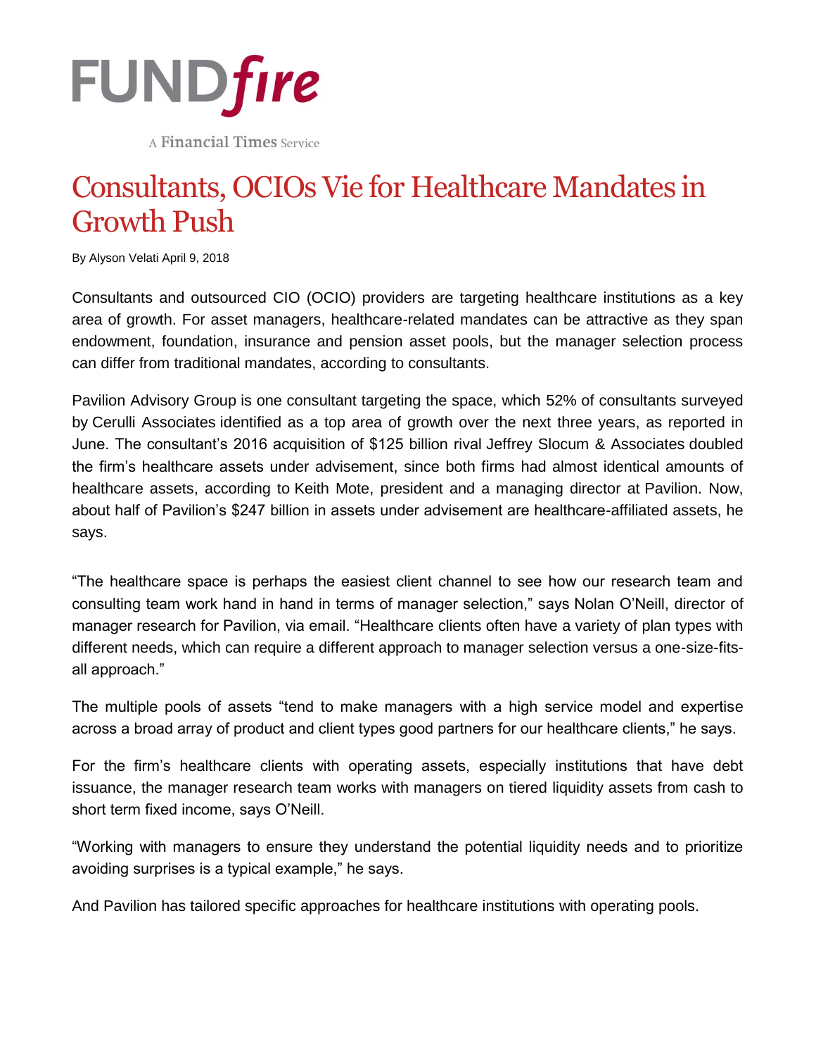FUND*fire*

A Financial Times Service

# Consultants, OCIOs Vie for Healthcare Mandates in Growth Push

By Alyson Velati April 9, 2018

Consultants and outsourced CIO (OCIO) providers are targeting healthcare institutions as a key area of growth. For asset managers, healthcare-related mandates can be attractive as they span endowment, foundation, insurance and pension asset pools, but the manager selection process can differ from traditional mandates, according to consultants.

Pavilion Advisory Group is one consultant targeting the space, which 52% of consultants surveyed by Cerulli Associates identified as a top area of growth over the next three years, as reported in June. The consultant's 2016 acquisition of $125 billion rival Jeffrey Slocum & Associates doubled the firm's healthcare assets under advisement, since both firms had almost identical amounts of healthcare assets, according to Keith Mote, president and a managing director at Pavilion. Now, about half of Pavilion's $247 billion in assets under advisement are healthcare-affiliated assets, he says.

"The healthcare space is perhaps the easiest client channel to see how our research team and consulting team work hand in hand in terms of manager selection," says Nolan O'Neill, director of manager research for Pavilion, via email. "Healthcare clients often have a variety of plan types with different needs, which can require a different approach to manager selection versus a one-size-fits-all approach."

The multiple pools of assets "tend to make managers with a high service model and expertise across a broad array of product and client types good partners for our healthcare clients," he says.

For the firm's healthcare clients with operating assets, especially institutions that have debt issuance, the manager research team works with managers on tiered liquidity assets from cash to short term fixed income, says O'Neill.

"Working with managers to ensure they understand the potential liquidity needs and to prioritize avoiding surprises is a typical example," he says.

And Pavilion has tailored specific approaches for healthcare institutions with operating pools.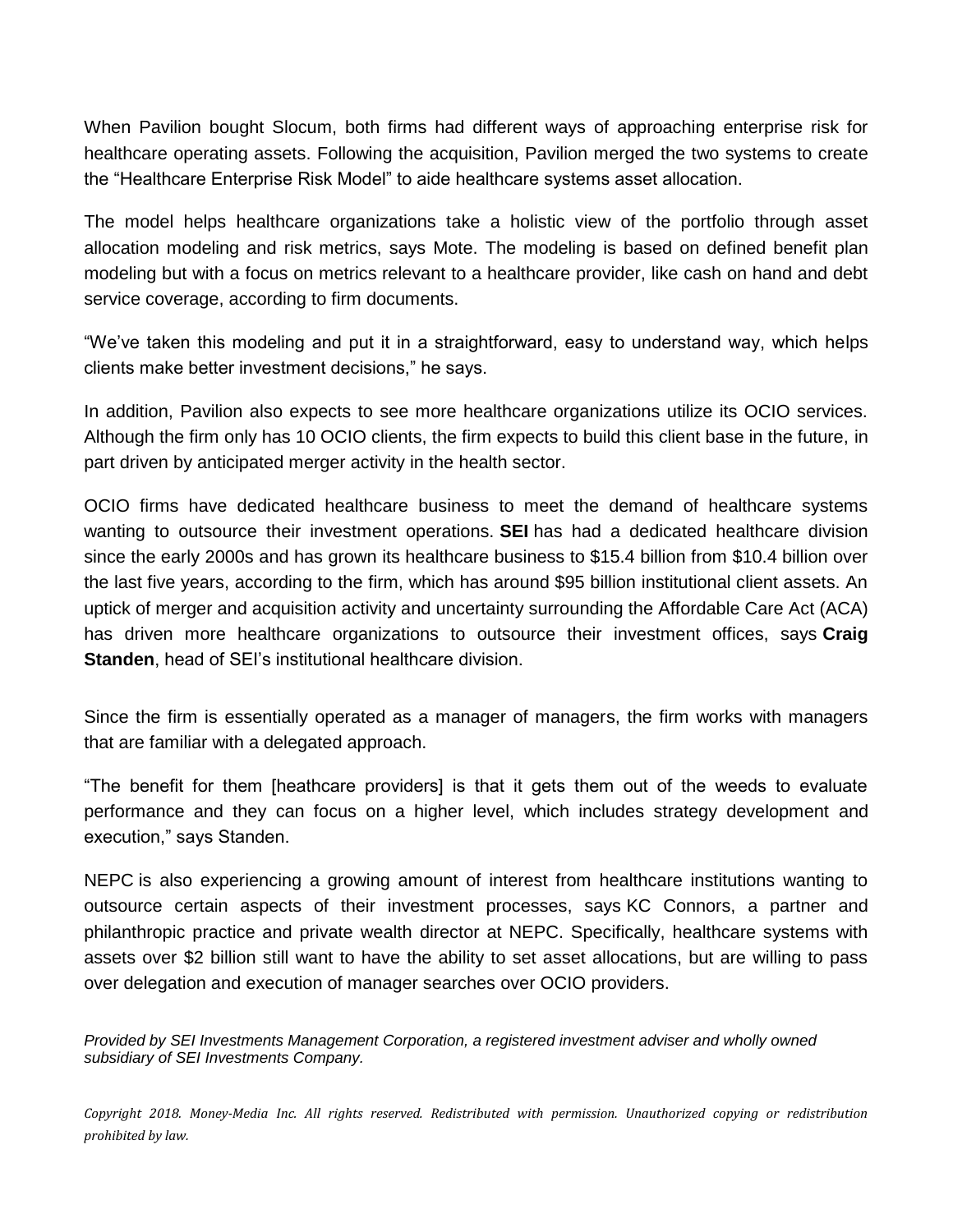When Pavilion bought Slocum, both firms had different ways of approaching enterprise risk for healthcare operating assets. Following the acquisition, Pavilion merged the two systems to create the "Healthcare Enterprise Risk Model" to aide healthcare systems asset allocation.

The model helps healthcare organizations take a holistic view of the portfolio through asset allocation modeling and risk metrics, says Mote. The modeling is based on defined benefit plan modeling but with a focus on metrics relevant to a healthcare provider, like cash on hand and debt service coverage, according to firm documents.

"We've taken this modeling and put it in a straightforward, easy to understand way, which helps clients make better investment decisions," he says.

In addition, Pavilion also expects to see more healthcare organizations utilize its OCIO services. Although the firm only has 10 OCIO clients, the firm expects to build this client base in the future, in part driven by anticipated merger activity in the health sector.

OCIO firms have dedicated healthcare business to meet the demand of healthcare systems wanting to outsource their investment operations. **SEI** has had a dedicated healthcare division since the early 2000s and has grown its healthcare business to $15.4 billion from $10.4 billion over the last five years, according to the firm, which has around $95 billion institutional client assets. An uptick of merger and acquisition activity and uncertainty surrounding the Affordable Care Act (ACA) has driven more healthcare organizations to outsource their investment offices, says **Craig Standen**, head of SEI's institutional healthcare division.

Since the firm is essentially operated as a manager of managers, the firm works with managers that are familiar with a delegated approach.

"The benefit for them [heathcare providers] is that it gets them out of the weeds to evaluate performance and they can focus on a higher level, which includes strategy development and execution," says Standen.

NEPC is also experiencing a growing amount of interest from healthcare institutions wanting to outsource certain aspects of their investment processes, says KC Connors, a partner and philanthropic practice and private wealth director at NEPC. Specifically, healthcare systems with assets over $2 billion still want to have the ability to set asset allocations, but are willing to pass over delegation and execution of manager searches over OCIO providers.

*Provided by SEI Investments Management Corporation, a registered investment adviser and wholly owned subsidiary of SEI Investments Company.*

*Copyright 2018. Money-Media Inc. All rights reserved. Redistributed with permission. Unauthorized copying or redistribution prohibited by law.*